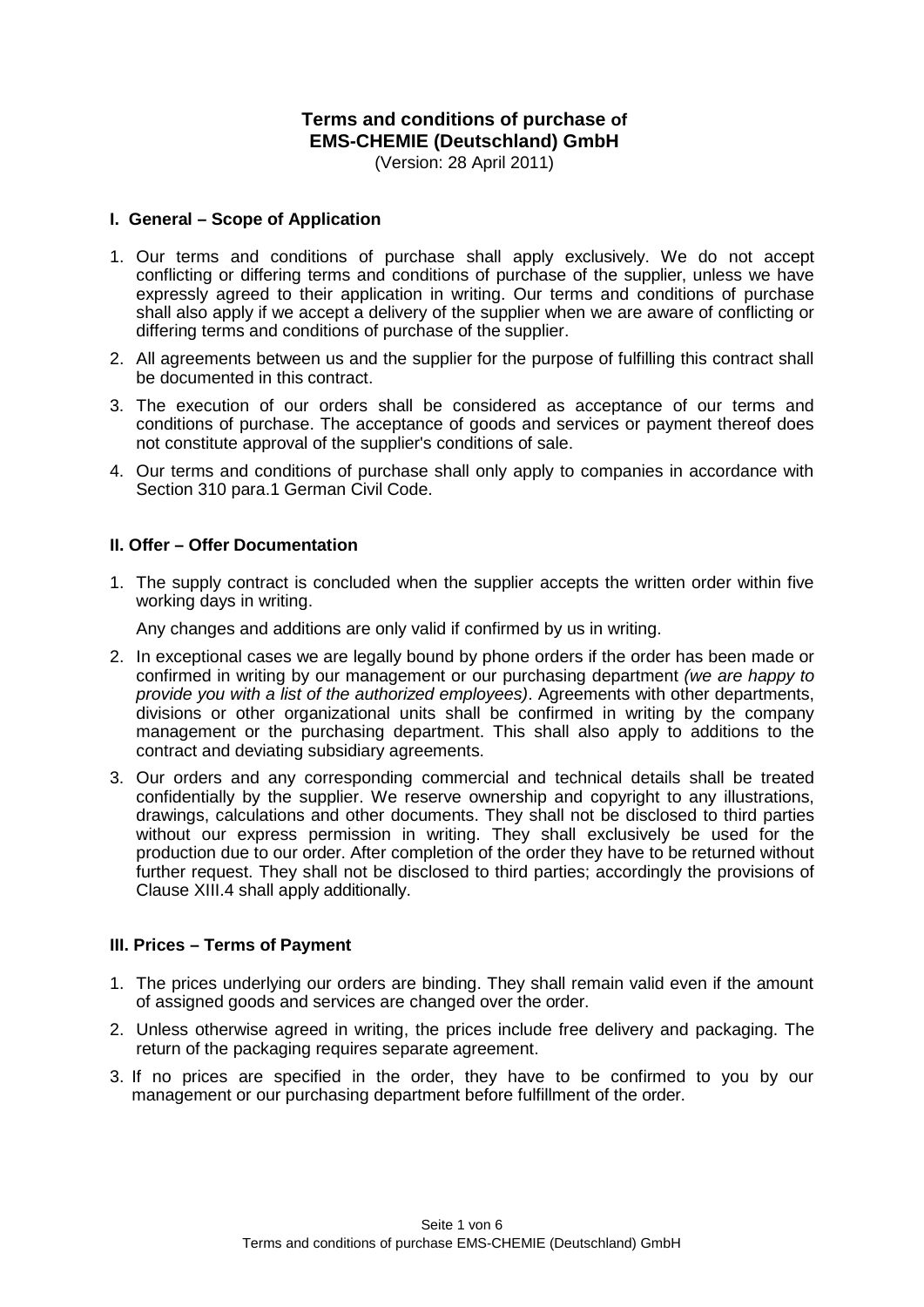# Terms and conditions of purchase of EMS-CHEMIE (Deutschland) GmbH

(Version: 28 April 2011)

## I. General – Scope of Application

1. Our terms and conditions of purchase shall apply exclusively. We do not accept conflicting or differing terms and conditions of purchase of the supplier, unless we have expressly agreed to their application in writing. Our terms and conditions of purchase shall also apply if we accept a delivery of the supplier when we are aware of conflicting or differing terms and conditions of purchase of the supplier.
2. All agreements between us and the supplier for the purpose of fulfilling this contract shall be documented in this contract.
3. The execution of our orders shall be considered as acceptance of our terms and conditions of purchase. The acceptance of goods and services or payment thereof does not constitute approval of the supplier's conditions of sale.
4. Our terms and conditions of purchase shall only apply to companies in accordance with Section 310 para.1 German Civil Code.

## II. Offer – Offer Documentation

1. The supply contract is concluded when the supplier accepts the written order within five working days in writing.

   Any changes and additions are only valid if confirmed by us in writing.
2. In exceptional cases we are legally bound by phone orders if the order has been made or confirmed in writing by our management or our purchasing department *(we are happy to provide you with a list of the authorized employees)*. Agreements with other departments, divisions or other organizational units shall be confirmed in writing by the company management or the purchasing department. This shall also apply to additions to the contract and deviating subsidiary agreements.
3. Our orders and any corresponding commercial and technical details shall be treated confidentially by the supplier. We reserve ownership and copyright to any illustrations, drawings, calculations and other documents. They shall not be disclosed to third parties without our express permission in writing. They shall exclusively be used for the production due to our order. After completion of the order they have to be returned without further request. They shall not be disclosed to third parties; accordingly the provisions of Clause XIII.4 shall apply additionally.

## III. Prices – Terms of Payment

1. The prices underlying our orders are binding. They shall remain valid even if the amount of assigned goods and services are changed over the order.
2. Unless otherwise agreed in writing, the prices include free delivery and packaging. The return of the packaging requires separate agreement.
3. If no prices are specified in the order, they have to be confirmed to you by our management or our purchasing department before fulfillment of the order.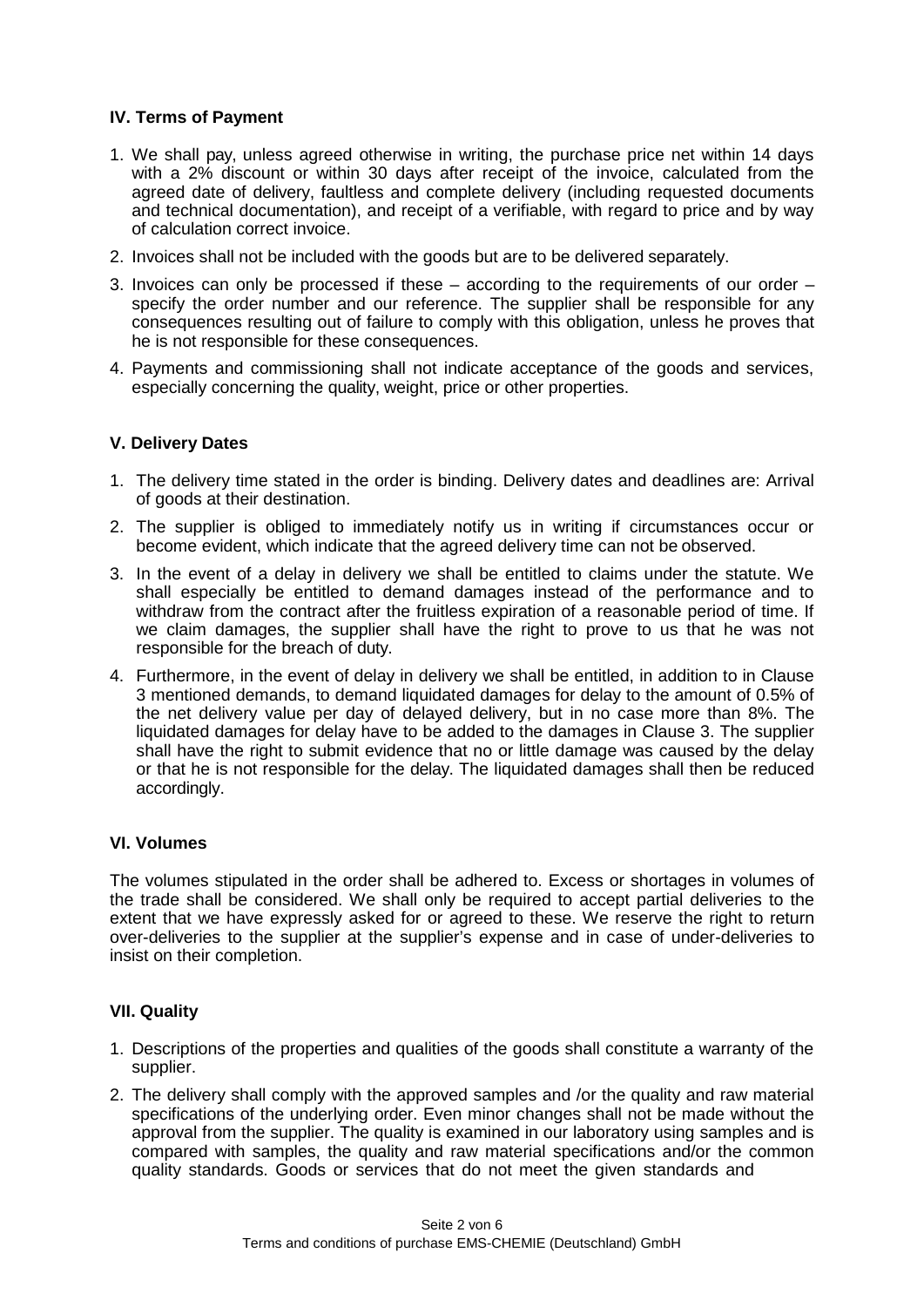## IV. Terms of Payment

1. We shall pay, unless agreed otherwise in writing, the purchase price net within 14 days with a 2% discount or within 30 days after receipt of the invoice, calculated from the agreed date of delivery, faultless and complete delivery (including requested documents and technical documentation), and receipt of a verifiable, with regard to price and by way of calculation correct invoice.
2. Invoices shall not be included with the goods but are to be delivered separately.
3. Invoices can only be processed if these – according to the requirements of our order – specify the order number and our reference. The supplier shall be responsible for any consequences resulting out of failure to comply with this obligation, unless he proves that he is not responsible for these consequences.
4. Payments and commissioning shall not indicate acceptance of the goods and services, especially concerning the quality, weight, price or other properties.

## V. Delivery Dates

1. The delivery time stated in the order is binding. Delivery dates and deadlines are: Arrival of goods at their destination.
2. The supplier is obliged to immediately notify us in writing if circumstances occur or become evident, which indicate that the agreed delivery time can not be observed.
3. In the event of a delay in delivery we shall be entitled to claims under the statute. We shall especially be entitled to demand damages instead of the performance and to withdraw from the contract after the fruitless expiration of a reasonable period of time. If we claim damages, the supplier shall have the right to prove to us that he was not responsible for the breach of duty.
4. Furthermore, in the event of delay in delivery we shall be entitled, in addition to in Clause 3 mentioned demands, to demand liquidated damages for delay to the amount of 0.5% of the net delivery value per day of delayed delivery, but in no case more than 8%. The liquidated damages for delay have to be added to the damages in Clause 3. The supplier shall have the right to submit evidence that no or little damage was caused by the delay or that he is not responsible for the delay. The liquidated damages shall then be reduced accordingly.

## VI. Volumes

The volumes stipulated in the order shall be adhered to. Excess or shortages in volumes of the trade shall be considered. We shall only be required to accept partial deliveries to the extent that we have expressly asked for or agreed to these. We reserve the right to return over-deliveries to the supplier at the supplier's expense and in case of under-deliveries to insist on their completion.

## VII. Quality

1. Descriptions of the properties and qualities of the goods shall constitute a warranty of the supplier.
2. The delivery shall comply with the approved samples and /or the quality and raw material specifications of the underlying order. Even minor changes shall not be made without the approval from the supplier. The quality is examined in our laboratory using samples and is compared with samples, the quality and raw material specifications and/or the common quality standards. Goods or services that do not meet the given standards and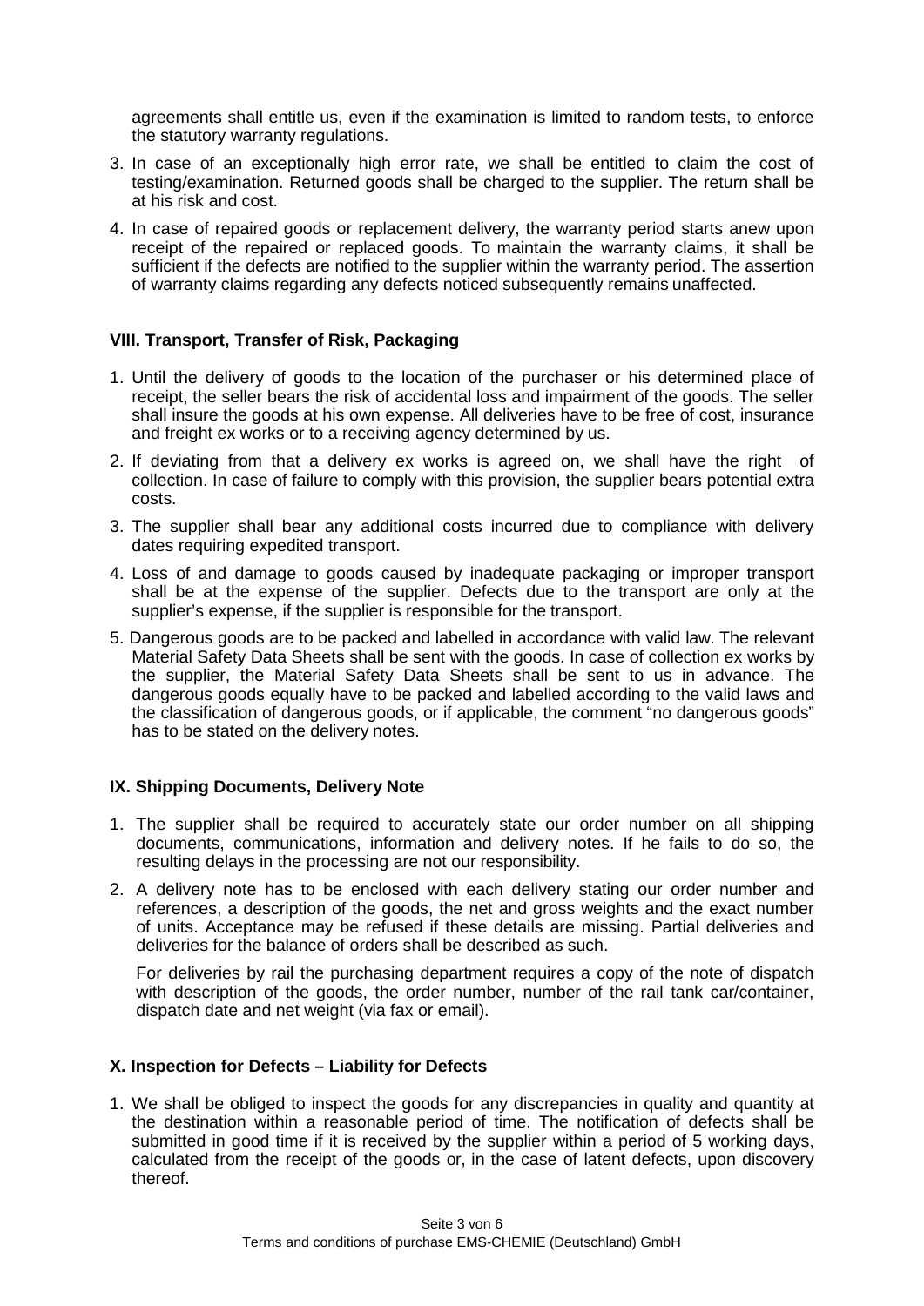agreements shall entitle us, even if the examination is limited to random tests, to enforce the statutory warranty regulations.

3. In case of an exceptionally high error rate, we shall be entitled to claim the cost of testing/examination. Returned goods shall be charged to the supplier. The return shall be at his risk and cost.
4. In case of repaired goods or replacement delivery, the warranty period starts anew upon receipt of the repaired or replaced goods. To maintain the warranty claims, it shall be sufficient if the defects are notified to the supplier within the warranty period. The assertion of warranty claims regarding any defects noticed subsequently remains unaffected.

## VIII. Transport, Transfer of Risk, Packaging

1. Until the delivery of goods to the location of the purchaser or his determined place of receipt, the seller bears the risk of accidental loss and impairment of the goods. The seller shall insure the goods at his own expense. All deliveries have to be free of cost, insurance and freight ex works or to a receiving agency determined by us.
2. If deviating from that a delivery ex works is agreed on, we shall have the right of collection. In case of failure to comply with this provision, the supplier bears potential extra costs.
3. The supplier shall bear any additional costs incurred due to compliance with delivery dates requiring expedited transport.
4. Loss of and damage to goods caused by inadequate packaging or improper transport shall be at the expense of the supplier. Defects due to the transport are only at the supplier's expense, if the supplier is responsible for the transport.
5. Dangerous goods are to be packed and labelled in accordance with valid law. The relevant Material Safety Data Sheets shall be sent with the goods. In case of collection ex works by the supplier, the Material Safety Data Sheets shall be sent to us in advance. The dangerous goods equally have to be packed and labelled according to the valid laws and the classification of dangerous goods, or if applicable, the comment "no dangerous goods" has to be stated on the delivery notes.

## IX. Shipping Documents, Delivery Note

1. The supplier shall be required to accurately state our order number on all shipping documents, communications, information and delivery notes. If he fails to do so, the resulting delays in the processing are not our responsibility.
2. A delivery note has to be enclosed with each delivery stating our order number and references, a description of the goods, the net and gross weights and the exact number of units. Acceptance may be refused if these details are missing. Partial deliveries and deliveries for the balance of orders shall be described as such.

   For deliveries by rail the purchasing department requires a copy of the note of dispatch with description of the goods, the order number, number of the rail tank car/container, dispatch date and net weight (via fax or email).

## X. Inspection for Defects – Liability for Defects

1. We shall be obliged to inspect the goods for any discrepancies in quality and quantity at the destination within a reasonable period of time. The notification of defects shall be submitted in good time if it is received by the supplier within a period of 5 working days, calculated from the receipt of the goods or, in the case of latent defects, upon discovery thereof.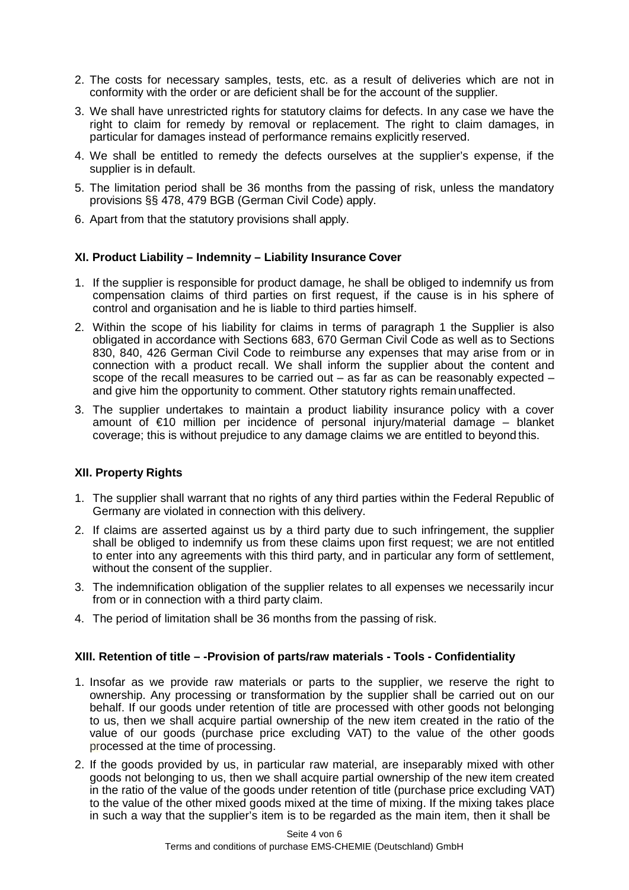2. The costs for necessary samples, tests, etc. as a result of deliveries which are not in conformity with the order or are deficient shall be for the account of the supplier.
3. We shall have unrestricted rights for statutory claims for defects. In any case we have the right to claim for remedy by removal or replacement. The right to claim damages, in particular for damages instead of performance remains explicitly reserved.
4. We shall be entitled to remedy the defects ourselves at the supplier's expense, if the supplier is in default.
5. The limitation period shall be 36 months from the passing of risk, unless the mandatory provisions §§ 478, 479 BGB (German Civil Code) apply.
6. Apart from that the statutory provisions shall apply.

### XI. Product Liability – Indemnity – Liability Insurance Cover

1. If the supplier is responsible for product damage, he shall be obliged to indemnify us from compensation claims of third parties on first request, if the cause is in his sphere of control and organisation and he is liable to third parties himself.
2. Within the scope of his liability for claims in terms of paragraph 1 the Supplier is also obligated in accordance with Sections 683, 670 German Civil Code as well as to Sections 830, 840, 426 German Civil Code to reimburse any expenses that may arise from or in connection with a product recall. We shall inform the supplier about the content and scope of the recall measures to be carried out – as far as can be reasonably expected – and give him the opportunity to comment. Other statutory rights remain unaffected.
3. The supplier undertakes to maintain a product liability insurance policy with a cover amount of €10 million per incidence of personal injury/material damage – blanket coverage; this is without prejudice to any damage claims we are entitled to beyond this.

### XII. Property Rights

1. The supplier shall warrant that no rights of any third parties within the Federal Republic of Germany are violated in connection with this delivery.
2. If claims are asserted against us by a third party due to such infringement, the supplier shall be obliged to indemnify us from these claims upon first request; we are not entitled to enter into any agreements with this third party, and in particular any form of settlement, without the consent of the supplier.
3. The indemnification obligation of the supplier relates to all expenses we necessarily incur from or in connection with a third party claim.
4. The period of limitation shall be 36 months from the passing of risk.

### XIII. Retention of title – -Provision of parts/raw materials - Tools - Confidentiality

1. Insofar as we provide raw materials or parts to the supplier, we reserve the right to ownership. Any processing or transformation by the supplier shall be carried out on our behalf. If our goods under retention of title are processed with other goods not belonging to us, then we shall acquire partial ownership of the new item created in the ratio of the value of our goods (purchase price excluding VAT) to the value of the other goods processed at the time of processing.
2. If the goods provided by us, in particular raw material, are inseparably mixed with other goods not belonging to us, then we shall acquire partial ownership of the new item created in the ratio of the value of the goods under retention of title (purchase price excluding VAT) to the value of the other mixed goods mixed at the time of mixing. If the mixing takes place in such a way that the supplier's item is to be regarded as the main item, then it shall be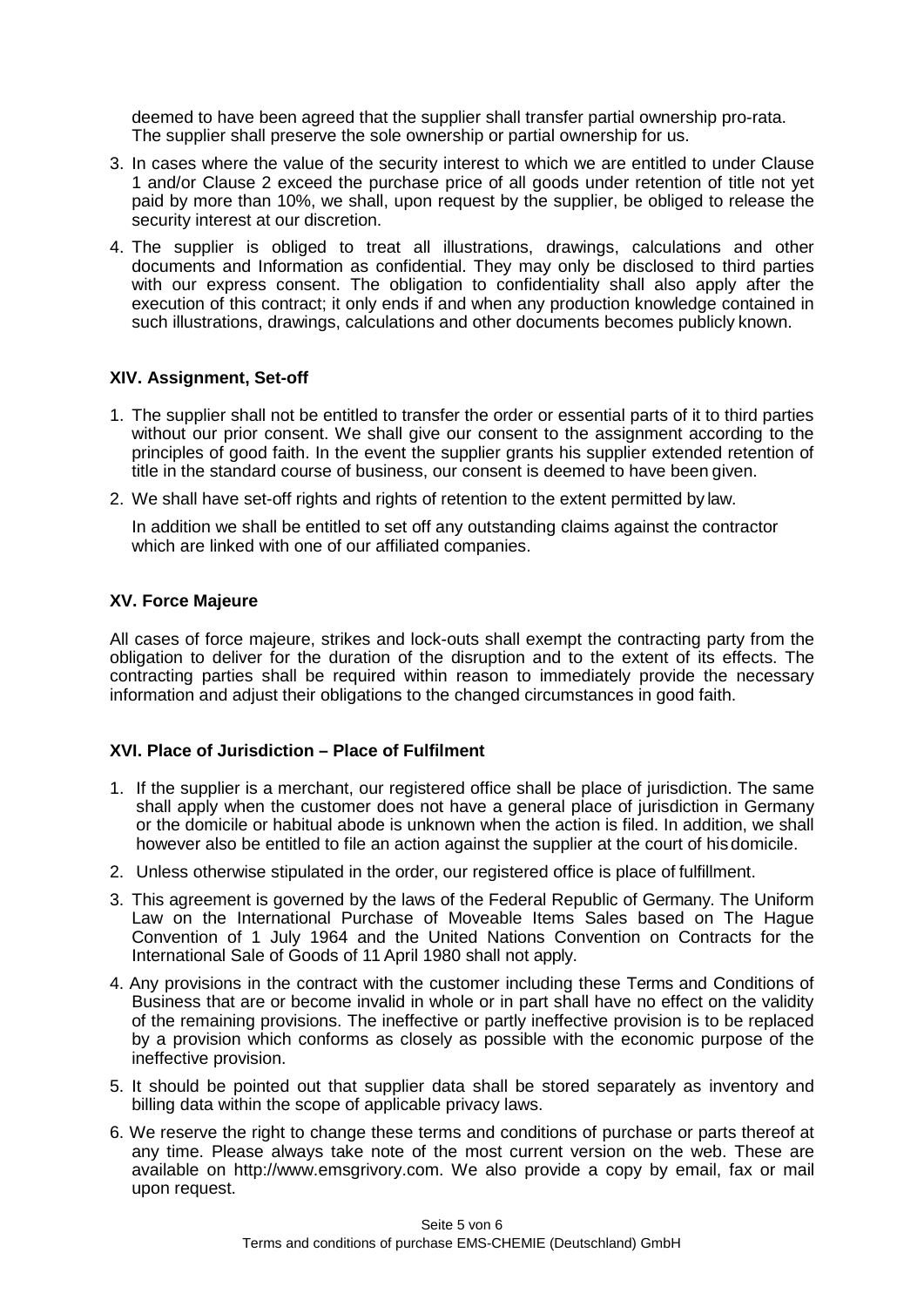deemed to have been agreed that the supplier shall transfer partial ownership pro-rata. The supplier shall preserve the sole ownership or partial ownership for us.

3. In cases where the value of the security interest to which we are entitled to under Clause 1 and/or Clause 2 exceed the purchase price of all goods under retention of title not yet paid by more than 10%, we shall, upon request by the supplier, be obliged to release the security interest at our discretion.
4. The supplier is obliged to treat all illustrations, drawings, calculations and other documents and Information as confidential. They may only be disclosed to third parties with our express consent. The obligation to confidentiality shall also apply after the execution of this contract; it only ends if and when any production knowledge contained in such illustrations, drawings, calculations and other documents becomes publicly known.

### XIV. Assignment, Set-off

1. The supplier shall not be entitled to transfer the order or essential parts of it to third parties without our prior consent. We shall give our consent to the assignment according to the principles of good faith. In the event the supplier grants his supplier extended retention of title in the standard course of business, our consent is deemed to have been given.
2. We shall have set-off rights and rights of retention to the extent permitted by law.

   In addition we shall be entitled to set off any outstanding claims against the contractor which are linked with one of our affiliated companies.

### XV. Force Majeure

All cases of force majeure, strikes and lock-outs shall exempt the contracting party from the obligation to deliver for the duration of the disruption and to the extent of its effects. The contracting parties shall be required within reason to immediately provide the necessary information and adjust their obligations to the changed circumstances in good faith.

### XVI. Place of Jurisdiction – Place of Fulfilment

1. If the supplier is a merchant, our registered office shall be place of jurisdiction. The same shall apply when the customer does not have a general place of jurisdiction in Germany or the domicile or habitual abode is unknown when the action is filed. In addition, we shall however also be entitled to file an action against the supplier at the court of his domicile.
2. Unless otherwise stipulated in the order, our registered office is place of fulfillment.
3. This agreement is governed by the laws of the Federal Republic of Germany. The Uniform Law on the International Purchase of Moveable Items Sales based on The Hague Convention of 1 July 1964 and the United Nations Convention on Contracts for the International Sale of Goods of 11 April 1980 shall not apply.
4. Any provisions in the contract with the customer including these Terms and Conditions of Business that are or become invalid in whole or in part shall have no effect on the validity of the remaining provisions. The ineffective or partly ineffective provision is to be replaced by a provision which conforms as closely as possible with the economic purpose of the ineffective provision.
5. It should be pointed out that supplier data shall be stored separately as inventory and billing data within the scope of applicable privacy laws.
6. We reserve the right to change these terms and conditions of purchase or parts thereof at any time. Please always take note of the most current version on the web. These are available on http://www.emsgrivory.com. We also provide a copy by email, fax or mail upon request.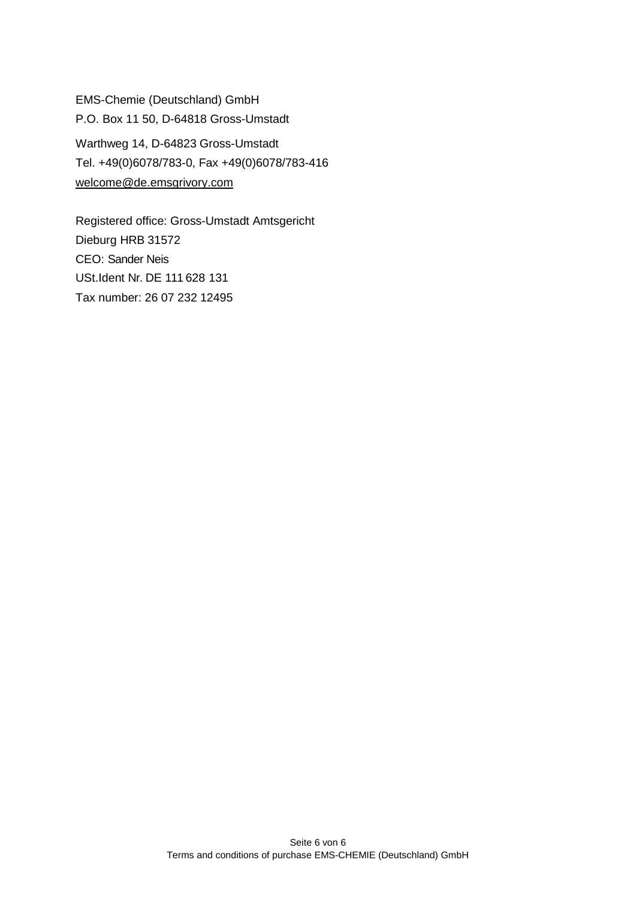EMS-Chemie (Deutschland) GmbH
P.O. Box 11 50, D-64818 Gross-Umstadt

Warthweg 14, D-64823 Gross-Umstadt
Tel. +49(0)6078/783-0, Fax +49(0)6078/783-416
welcome@de.emsgrivory.com

Registered office: Gross-Umstadt Amtsgericht
Dieburg HRB 31572
CEO: Sander Neis
USt.Ident Nr. DE 111 628 131
Tax number: 26 07 232 12495